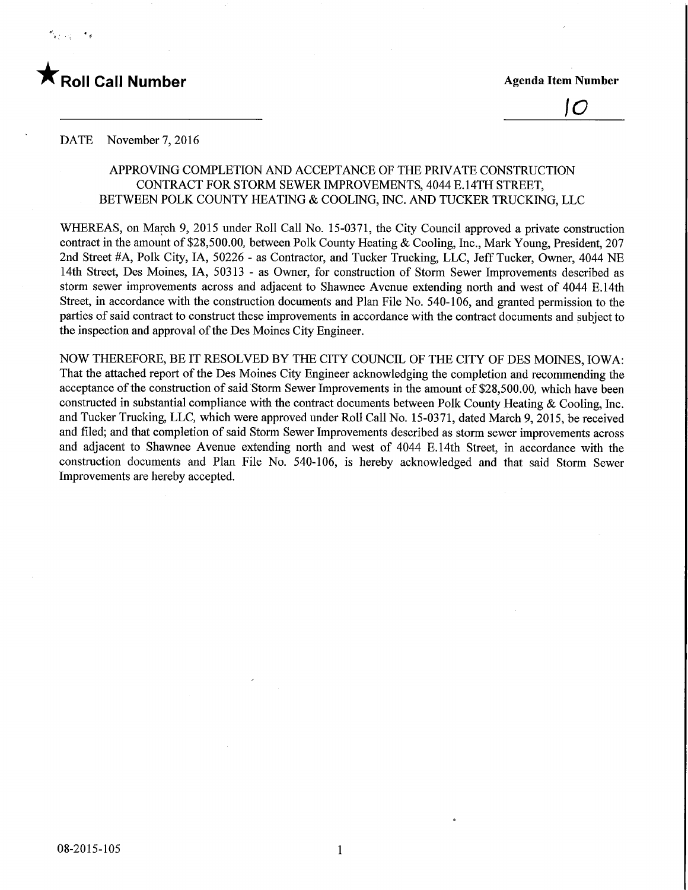★ **Roll Call Number**

**Agenda Item Number**

10

DATE November 7, 2016

APPROVING COMPLETION AND ACCEPTANCE OF THE PRIVATE CONSTRUCTION CONTRACT FOR STORM SEWER IMPROVEMENTS, 4044 E.14TH STREET, BETWEEN POLK COUNTY HEATING & COOLING, INC. AND TUCKER TRUCKING, LLC

WHEREAS, on March 9, 2015 under Roll Call No. 15-0371, the City Council approved a private construction contract in the amount of $28,500.00, between Polk County Heating & Cooling, Inc., Mark Young, President, 207 2nd Street #A, Polk City, IA, 50226 - as Contractor, and Tucker Trucking, LLC, Jeff Tucker, Owner, 4044 NE 14th Street, Des Moines, IA, 50313 - as Owner, for construction of Storm Sewer Improvements described as storm sewer improvements across and adjacent to Shawnee Avenue extending north and west of 4044 E.14th Street, in accordance with the construction documents and Plan File No. 540-106, and granted permission to the parties of said contract to construct these improvements in accordance with the contract documents and subject to the inspection and approval of the Des Moines City Engineer.

NOW THEREFORE, BE IT RESOLVED BY THE CITY COUNCIL OF THE CITY OF DES MOINES, IOWA: That the attached report of the Des Moines City Engineer acknowledging the completion and recommending the acceptance of the construction of said Storm Sewer Improvements in the amount of $28,500.00, which have been constructed in substantial compliance with the contract documents between Polk County Heating & Cooling, Inc. and Tucker Trucking, LLC, which were approved under Roll Call No. 15-0371, dated March 9, 2015, be received and filed; and that completion of said Storm Sewer Improvements described as storm sewer improvements across and adjacent to Shawnee Avenue extending north and west of 4044 E.14th Street, in accordance with the construction documents and Plan File No. 540-106, is hereby acknowledged and that said Storm Sewer Improvements are hereby accepted.

08-2015-105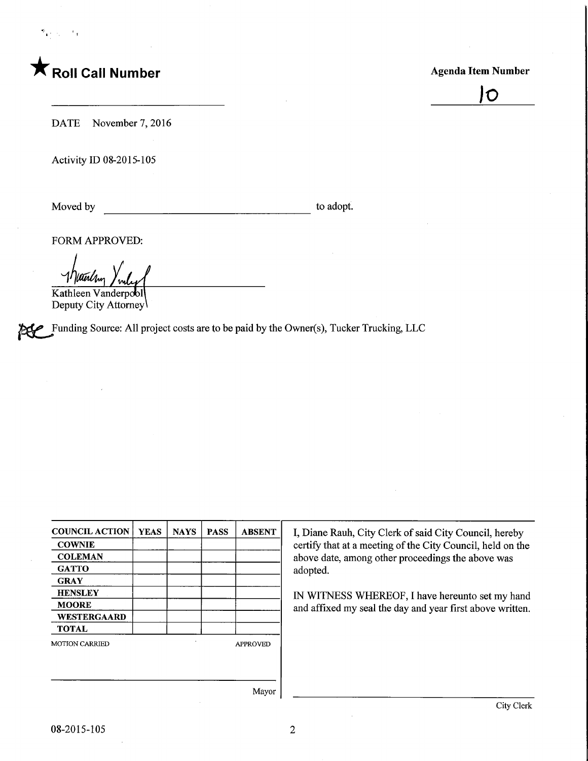★ **Roll Call Number**

**Agenda Item Number**

10

DATE November 7, 2016

Activity ID 08-2015-105

Moved by ______________________________ to adopt.

FORM APPROVED:

Kathleen Vanderpool
Deputy City Attorney

Funding Source: All project costs are to be paid by the Owner(s), Tucker Trucking, LLC

| COUNCIL ACTION | YEAS | NAYS | PASS | ABSENT |
|---|---|---|---|---|
| COWNIE | | | | |
| COLEMAN | | | | |
| GATTO | | | | |
| GRAY | | | | |
| HENSLEY | | | | |
| MOORE | | | | |
| WESTERGAARD | | | | |
| TOTAL | | | | |

MOTION CARRIED APPROVED

______________________________
Mayor

I, Diane Rauh, City Clerk of said City Council, hereby certify that at a meeting of the City Council, held on the above date, among other proceedings the above was adopted.

IN WITNESS WHEREOF, I have hereunto set my hand and affixed my seal the day and year first above written.

______________________________
City Clerk

08-2015-105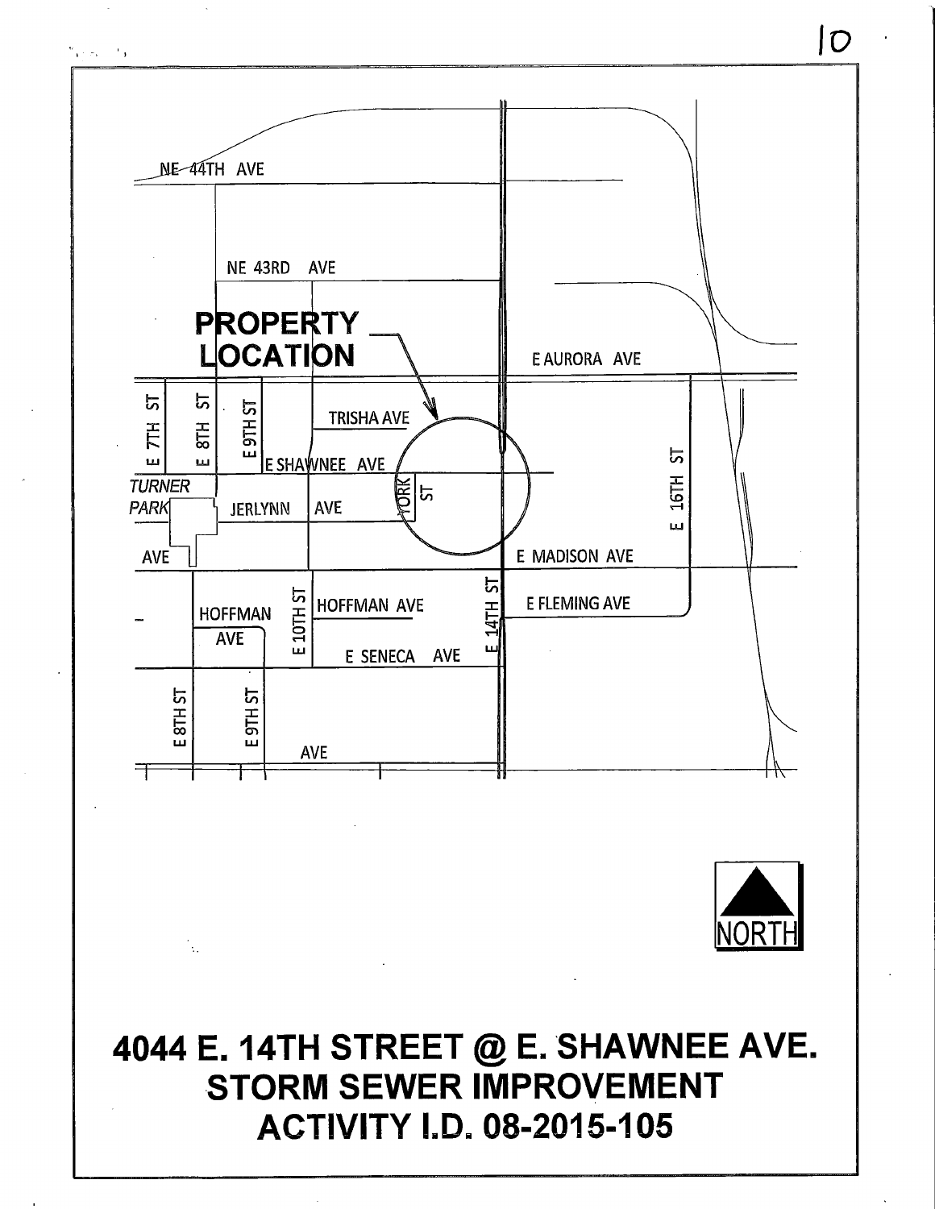NE 44TH AVE

NE 43RD AVE

**PROPERTY LOCATION**

E AURORA AVE

E 7TH ST

E 8TH ST

E 9TH ST

TRISHA AVE

E SHAWNEE AVE

TURNER PARK

JERLYNN AVE

YORK ST

E 16TH ST

AVE

E MADISON AVE

HOFFMAN AVE

E 10TH ST

HOFFMAN AVE

E 14TH ST

E FLEMING AVE

E SENECA AVE

E 8TH ST

E 9TH ST

AVE

NORTH

# 4044 E. 14TH STREET @ E. SHAWNEE AVE. STORM SEWER IMPROVEMENT ACTIVITY I.D. 08-2015-105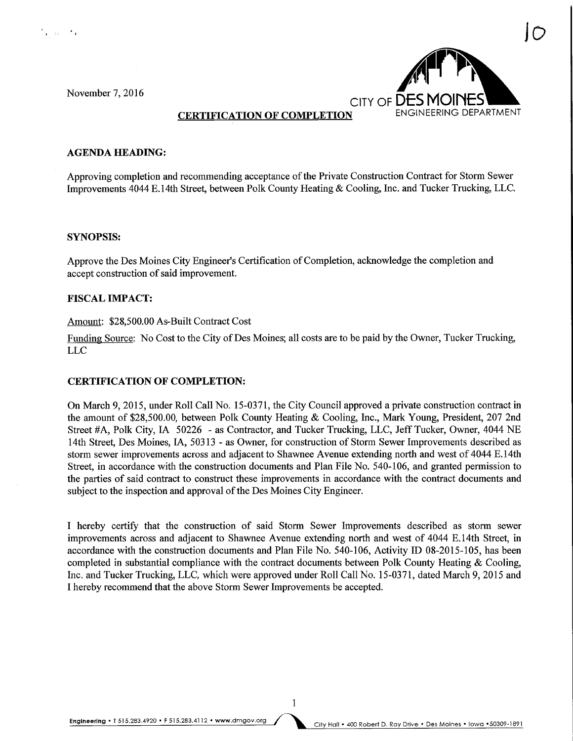November 7, 2016

CITY OF DES MOINES
ENGINEERING DEPARTMENT

**CERTIFICATION OF COMPLETION**

**AGENDA HEADING:**

Approving completion and recommending acceptance of the Private Construction Contract for Storm Sewer Improvements 4044 E.14th Street, between Polk County Heating & Cooling, Inc. and Tucker Trucking, LLC.

**SYNOPSIS:**

Approve the Des Moines City Engineer's Certification of Completion, acknowledge the completion and accept construction of said improvement.

**FISCAL IMPACT:**

Amount: $28,500.00 As-Built Contract Cost

Funding Source: No Cost to the City of Des Moines; all costs are to be paid by the Owner, Tucker Trucking, LLC

**CERTIFICATION OF COMPLETION:**

On March 9, 2015, under Roll Call No. 15-0371, the City Council approved a private construction contract in the amount of $28,500.00, between Polk County Heating & Cooling, Inc., Mark Young, President, 207 2nd Street #A, Polk City, IA 50226 - as Contractor, and Tucker Trucking, LLC, Jeff Tucker, Owner, 4044 NE 14th Street, Des Moines, IA, 50313 - as Owner, for construction of Storm Sewer Improvements described as storm sewer improvements across and adjacent to Shawnee Avenue extending north and west of 4044 E.14th Street, in accordance with the construction documents and Plan File No. 540-106, and granted permission to the parties of said contract to construct these improvements in accordance with the contract documents and subject to the inspection and approval of the Des Moines City Engineer.

I hereby certify that the construction of said Storm Sewer Improvements described as storm sewer improvements across and adjacent to Shawnee Avenue extending north and west of 4044 E.14th Street, in accordance with the construction documents and Plan File No. 540-106, Activity ID 08-2015-105, has been completed in substantial compliance with the contract documents between Polk County Heating & Cooling, Inc. and Tucker Trucking, LLC, which were approved under Roll Call No. 15-0371, dated March 9, 2015 and I hereby recommend that the above Storm Sewer Improvements be accepted.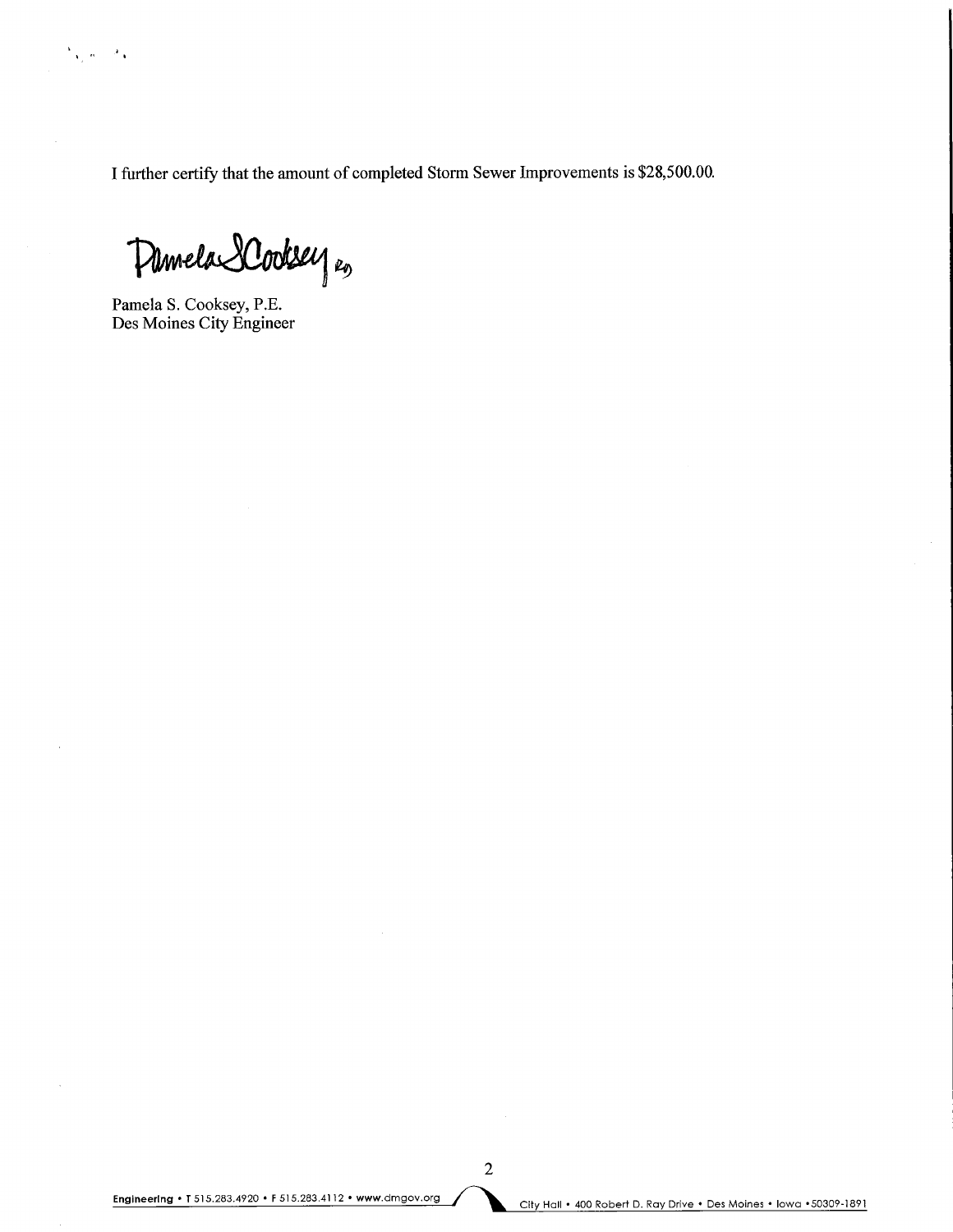I further certify that the amount of completed Storm Sewer Improvements is $28,500.00.

Pamela S. Cooksey, P.E.
Des Moines City Engineer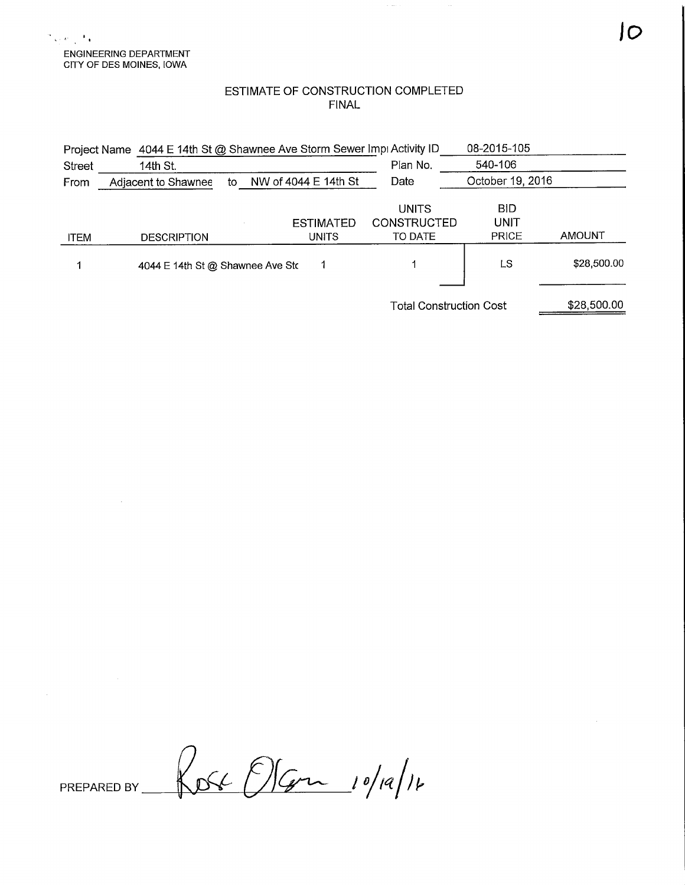ENGINEERING DEPARTMENT
CITY OF DES MOINES, IOWA

# ESTIMATE OF CONSTRUCTION COMPLETED
## FINAL

Project Name 4044 E 14th St @ Shawnee Ave Storm Sewer Impi Activity ID 08-2015-105

Street 14th St. Plan No. 540-106

From Adjacent to Shawnee to NW of 4044 E 14th St Date October 19, 2016

| ITEM | DESCRIPTION | ESTIMATED UNITS | UNITS CONSTRUCTED TO DATE | BID UNIT PRICE | AMOUNT |
|---|---|---|---|---|---|
| 1 | 4044 E 14th St @ Shawnee Ave Stc | 1 | 1 | LS | $28,500.00 |
| | | | Total Construction Cost | | $28,500.00 |

PREPARED BY Ross Olson 10/19/16